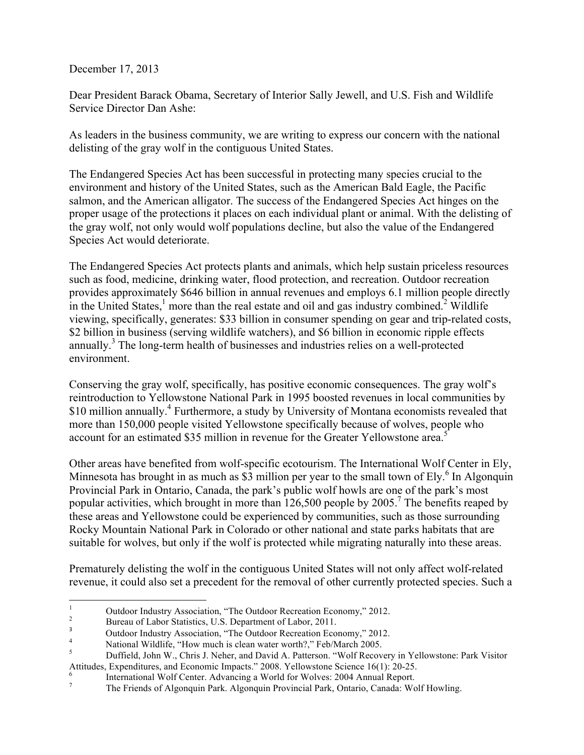December 17, 2013

Dear President Barack Obama, Secretary of Interior Sally Jewell, and U.S. Fish and Wildlife Service Director Dan Ashe:

As leaders in the business community, we are writing to express our concern with the national delisting of the gray wolf in the contiguous United States.

The Endangered Species Act has been successful in protecting many species crucial to the environment and history of the United States, such as the American Bald Eagle, the Pacific salmon, and the American alligator. The success of the Endangered Species Act hinges on the proper usage of the protections it places on each individual plant or animal. With the delisting of the gray wolf, not only would wolf populations decline, but also the value of the Endangered Species Act would deteriorate.

The Endangered Species Act protects plants and animals, which help sustain priceless resources such as food, medicine, drinking water, flood protection, and recreation. Outdoor recreation provides approximately $646 billion in annual revenues and employs 6.1 million people directly in the United States,[1] more than the real estate and oil and gas industry combined.[2] Wildlife viewing, specifically, generates: $33 billion in consumer spending on gear and trip-related costs, $2 billion in business (serving wildlife watchers), and $6 billion in economic ripple effects annually.[3] The long-term health of businesses and industries relies on a well-protected environment.

Conserving the gray wolf, specifically, has positive economic consequences. The gray wolf's reintroduction to Yellowstone National Park in 1995 boosted revenues in local communities by $10 million annually.[4] Furthermore, a study by University of Montana economists revealed that more than 150,000 people visited Yellowstone specifically because of wolves, people who account for an estimated $35 million in revenue for the Greater Yellowstone area.[5]

Other areas have benefited from wolf-specific ecotourism. The International Wolf Center in Ely, Minnesota has brought in as much as $3 million per year to the small town of Ely.[6] In Algonquin Provincial Park in Ontario, Canada, the park's public wolf howls are one of the park's most popular activities, which brought in more than 126,500 people by 2005.[7] The benefits reaped by these areas and Yellowstone could be experienced by communities, such as those surrounding Rocky Mountain National Park in Colorado or other national and state parks habitats that are suitable for wolves, but only if the wolf is protected while migrating naturally into these areas.

Prematurely delisting the wolf in the contiguous United States will not only affect wolf-related revenue, it could also set a precedent for the removal of other currently protected species. Such a

---

[1] Outdoor Industry Association, "The Outdoor Recreation Economy," 2012.

[2] Bureau of Labor Statistics, U.S. Department of Labor, 2011.

[3] Outdoor Industry Association, "The Outdoor Recreation Economy," 2012.

[4] National Wildlife, "How much is clean water worth?," Feb/March 2005.

[5] Duffield, John W., Chris J. Neher, and David A. Patterson. "Wolf Recovery in Yellowstone: Park Visitor Attitudes, Expenditures, and Economic Impacts." 2008. Yellowstone Science 16(1): 20-25.

[6] International Wolf Center. Advancing a World for Wolves: 2004 Annual Report.

[7] The Friends of Algonquin Park. Algonquin Provincial Park, Ontario, Canada: Wolf Howling.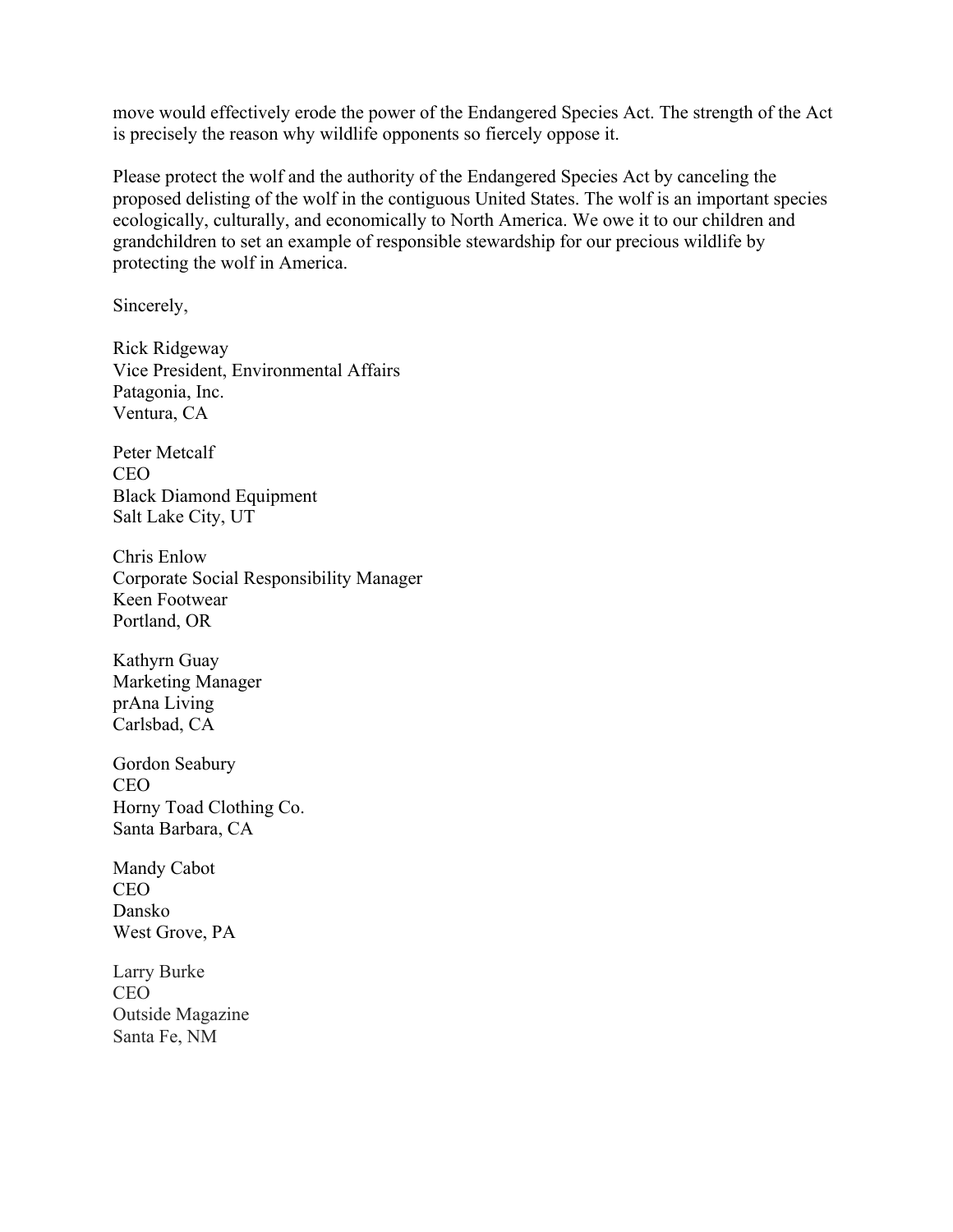move would effectively erode the power of the Endangered Species Act. The strength of the Act is precisely the reason why wildlife opponents so fiercely oppose it.

Please protect the wolf and the authority of the Endangered Species Act by canceling the proposed delisting of the wolf in the contiguous United States. The wolf is an important species ecologically, culturally, and economically to North America. We owe it to our children and grandchildren to set an example of responsible stewardship for our precious wildlife by protecting the wolf in America.

Sincerely,

Rick Ridgeway  
Vice President, Environmental Affairs  
Patagonia, Inc.  
Ventura, CA

Peter Metcalf  
CEO  
Black Diamond Equipment  
Salt Lake City, UT

Chris Enlow  
Corporate Social Responsibility Manager  
Keen Footwear  
Portland, OR

Kathyrn Guay  
Marketing Manager  
prAna Living  
Carlsbad, CA

Gordon Seabury  
CEO  
Horny Toad Clothing Co.  
Santa Barbara, CA

Mandy Cabot  
CEO  
Dansko  
West Grove, PA

Larry Burke  
CEO  
Outside Magazine  
Santa Fe, NM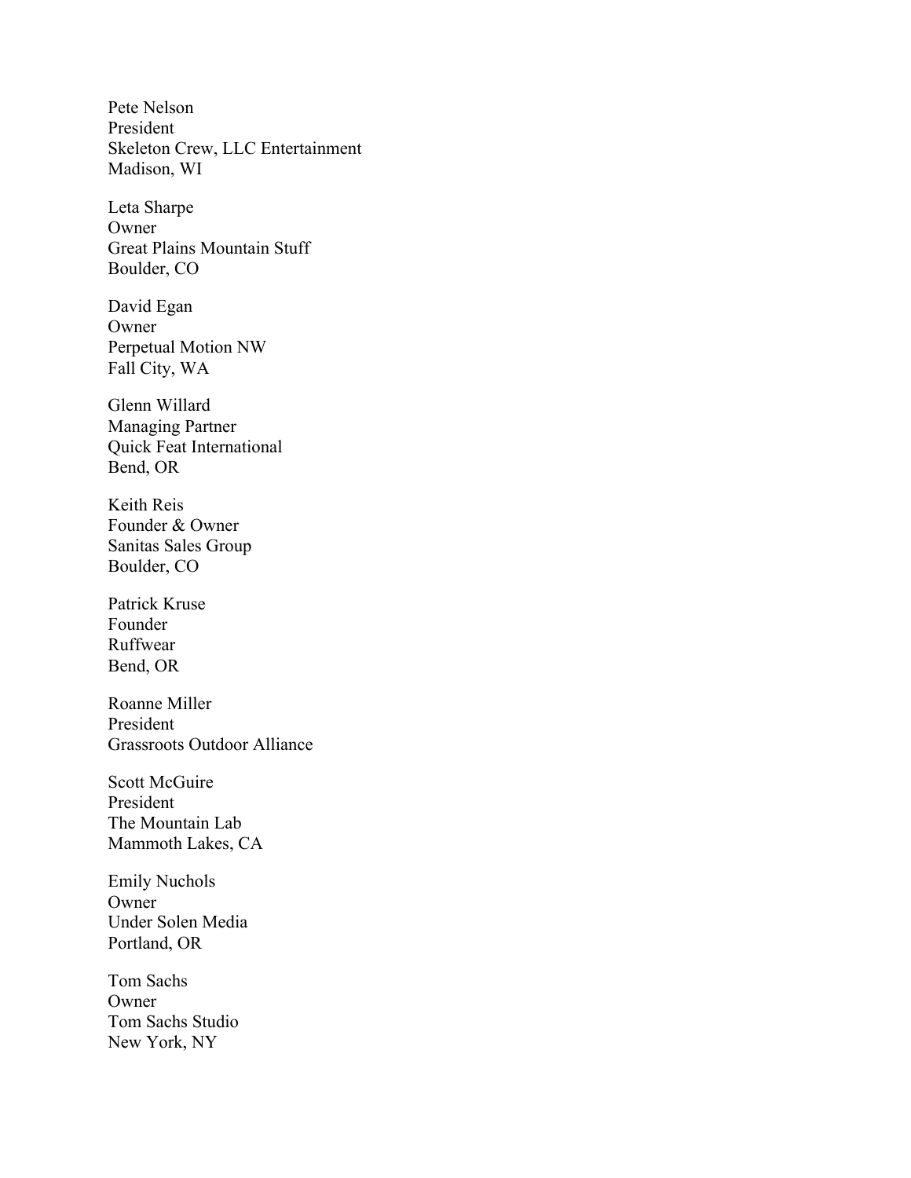Pete Nelson  
President  
Skeleton Crew, LLC Entertainment  
Madison, WI

Leta Sharpe  
Owner  
Great Plains Mountain Stuff  
Boulder, CO

David Egan  
Owner  
Perpetual Motion NW  
Fall City, WA

Glenn Willard  
Managing Partner  
Quick Feat International  
Bend, OR

Keith Reis  
Founder & Owner  
Sanitas Sales Group  
Boulder, CO

Patrick Kruse  
Founder  
Ruffwear  
Bend, OR

Roanne Miller  
President  
Grassroots Outdoor Alliance

Scott McGuire  
President  
The Mountain Lab  
Mammoth Lakes, CA

Emily Nuchols  
Owner  
Under Solen Media  
Portland, OR

Tom Sachs  
Owner  
Tom Sachs Studio  
New York, NY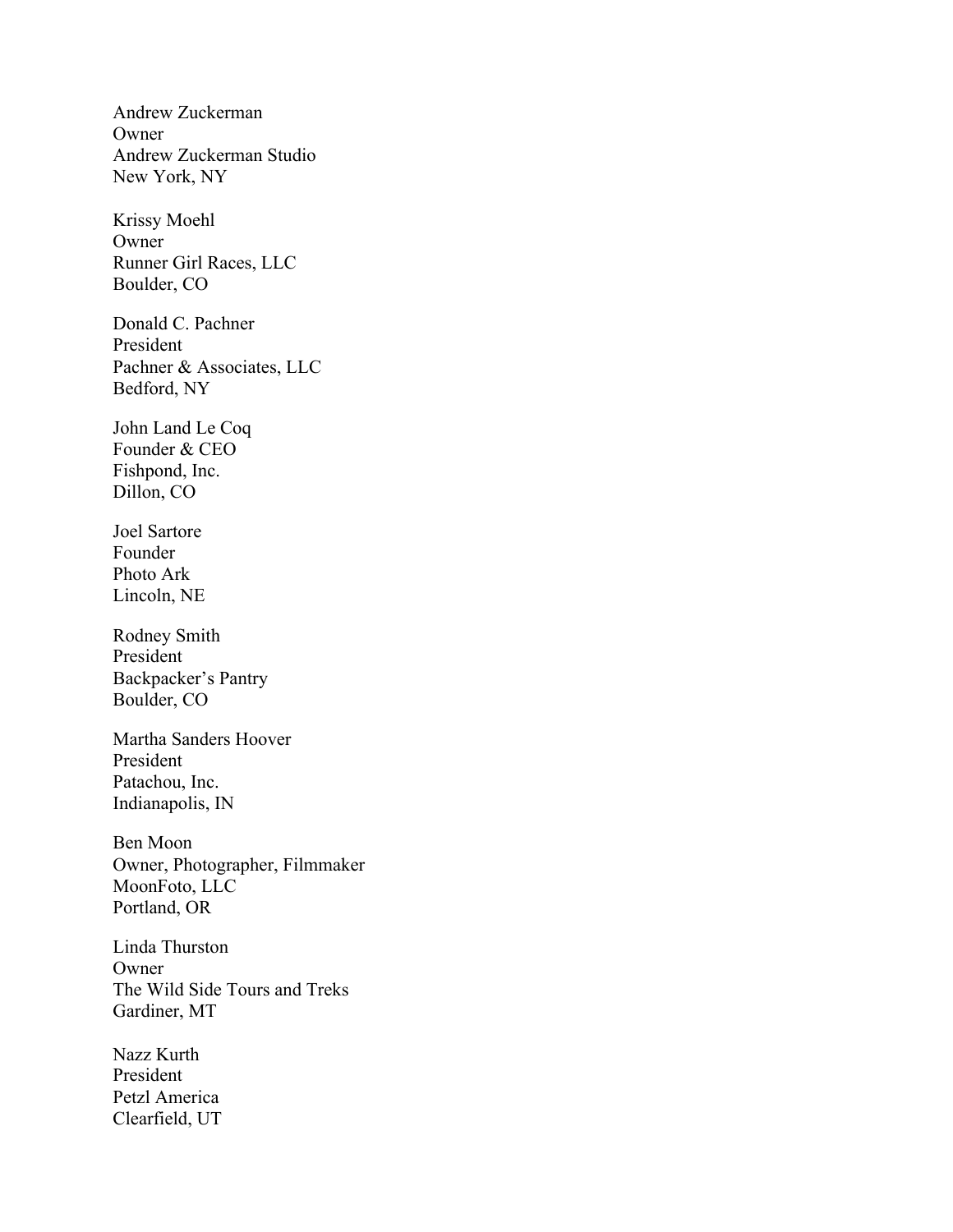Andrew Zuckerman
Owner
Andrew Zuckerman Studio
New York, NY

Krissy Moehl
Owner
Runner Girl Races, LLC
Boulder, CO

Donald C. Pachner
President
Pachner & Associates, LLC
Bedford, NY

John Land Le Coq
Founder & CEO
Fishpond, Inc.
Dillon, CO

Joel Sartore
Founder
Photo Ark
Lincoln, NE

Rodney Smith
President
Backpacker's Pantry
Boulder, CO

Martha Sanders Hoover
President
Patachou, Inc.
Indianapolis, IN

Ben Moon
Owner, Photographer, Filmmaker
MoonFoto, LLC
Portland, OR

Linda Thurston
Owner
The Wild Side Tours and Treks
Gardiner, MT

Nazz Kurth
President
Petzl America
Clearfield, UT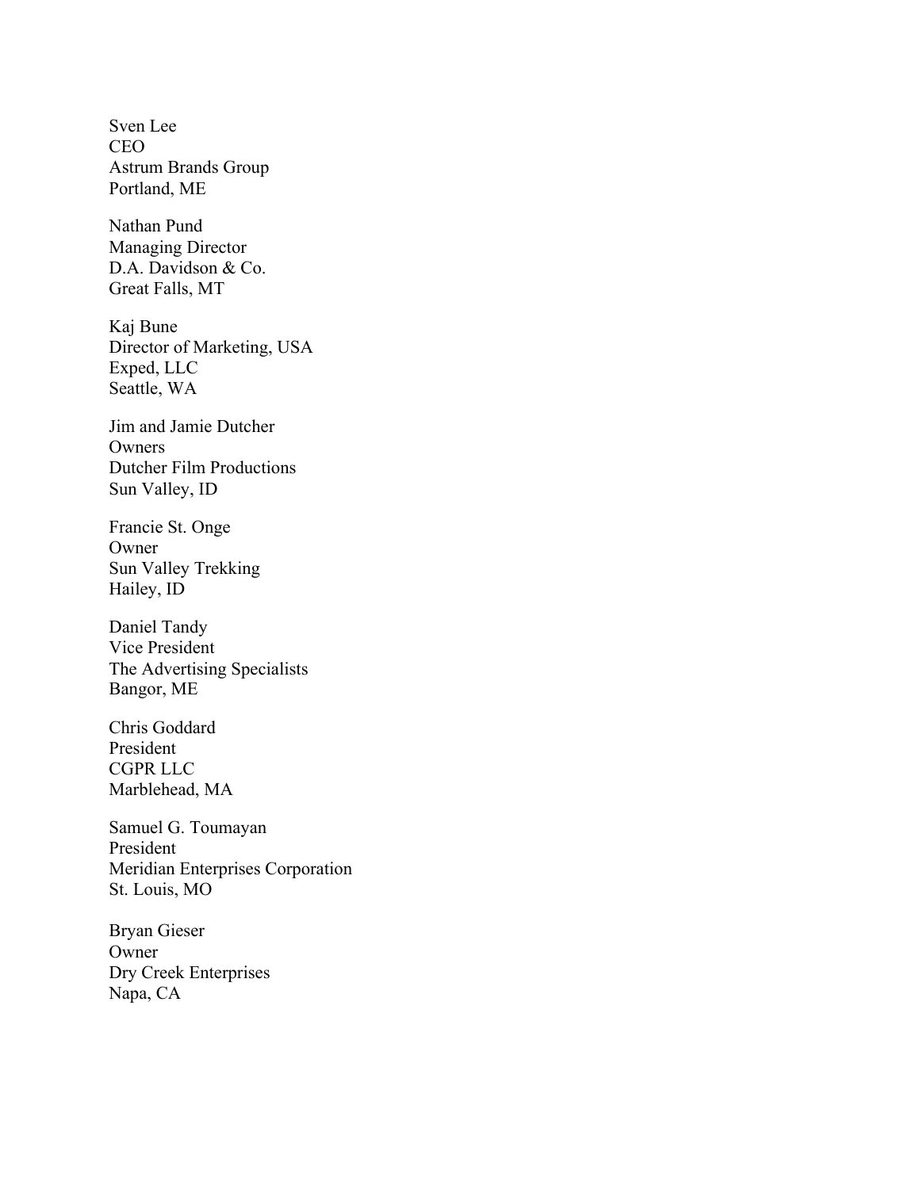Sven Lee
CEO
Astrum Brands Group
Portland, ME

Nathan Pund
Managing Director
D.A. Davidson & Co.
Great Falls, MT

Kaj Bune
Director of Marketing, USA
Exped, LLC
Seattle, WA

Jim and Jamie Dutcher
Owners
Dutcher Film Productions
Sun Valley, ID

Francie St. Onge
Owner
Sun Valley Trekking
Hailey, ID

Daniel Tandy
Vice President
The Advertising Specialists
Bangor, ME

Chris Goddard
President
CGPR LLC
Marblehead, MA

Samuel G. Toumayan
President
Meridian Enterprises Corporation
St. Louis, MO

Bryan Gieser
Owner
Dry Creek Enterprises
Napa, CA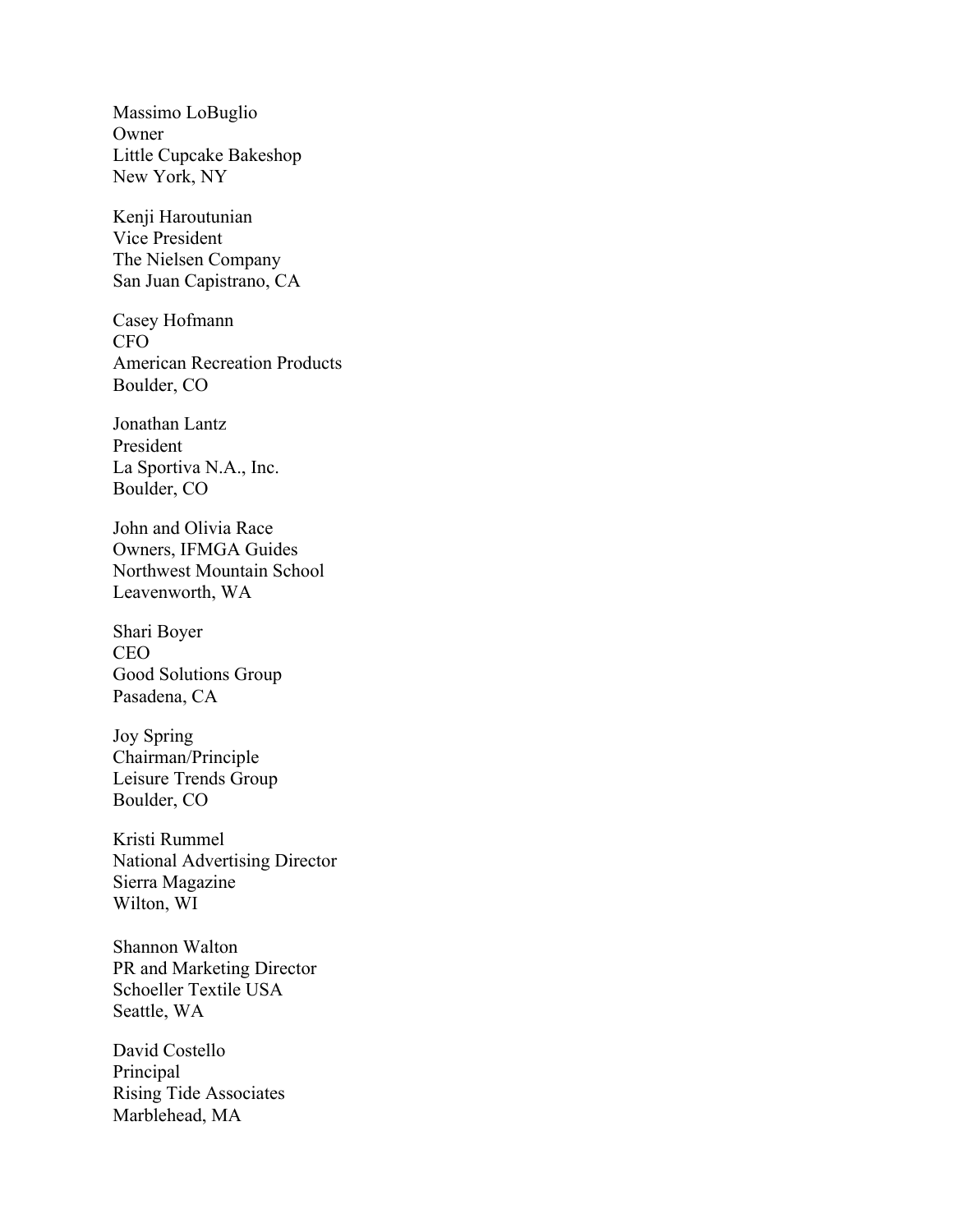Massimo LoBuglio  
Owner  
Little Cupcake Bakeshop  
New York, NY

Kenji Haroutunian  
Vice President  
The Nielsen Company  
San Juan Capistrano, CA

Casey Hofmann  
CFO  
American Recreation Products  
Boulder, CO

Jonathan Lantz  
President  
La Sportiva N.A., Inc.  
Boulder, CO

John and Olivia Race  
Owners, IFMGA Guides  
Northwest Mountain School  
Leavenworth, WA

Shari Boyer  
CEO  
Good Solutions Group  
Pasadena, CA

Joy Spring  
Chairman/Principle  
Leisure Trends Group  
Boulder, CO

Kristi Rummel  
National Advertising Director  
Sierra Magazine  
Wilton, WI

Shannon Walton  
PR and Marketing Director  
Schoeller Textile USA  
Seattle, WA

David Costello  
Principal  
Rising Tide Associates  
Marblehead, MA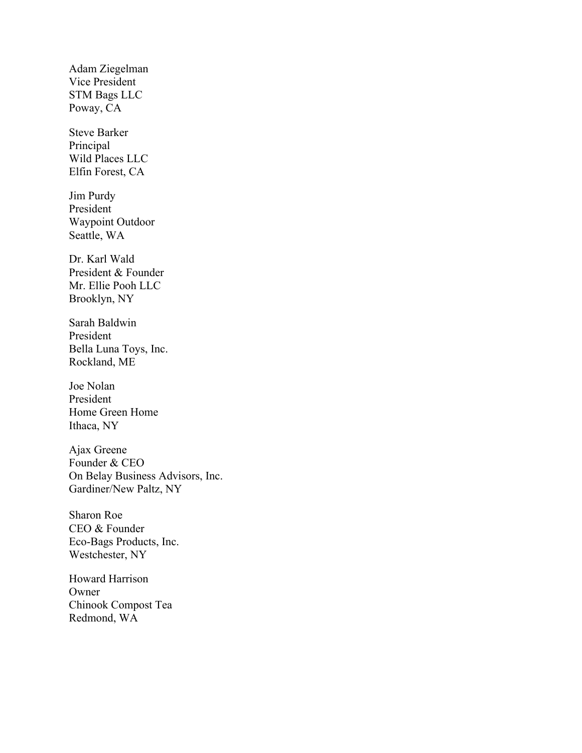Adam Ziegelman
Vice President
STM Bags LLC
Poway, CA

Steve Barker
Principal
Wild Places LLC
Elfin Forest, CA

Jim Purdy
President
Waypoint Outdoor
Seattle, WA

Dr. Karl Wald
President & Founder
Mr. Ellie Pooh LLC
Brooklyn, NY

Sarah Baldwin
President
Bella Luna Toys, Inc.
Rockland, ME

Joe Nolan
President
Home Green Home
Ithaca, NY

Ajax Greene
Founder & CEO
On Belay Business Advisors, Inc.
Gardiner/New Paltz, NY

Sharon Roe
CEO & Founder
Eco-Bags Products, Inc.
Westchester, NY

Howard Harrison
Owner
Chinook Compost Tea
Redmond, WA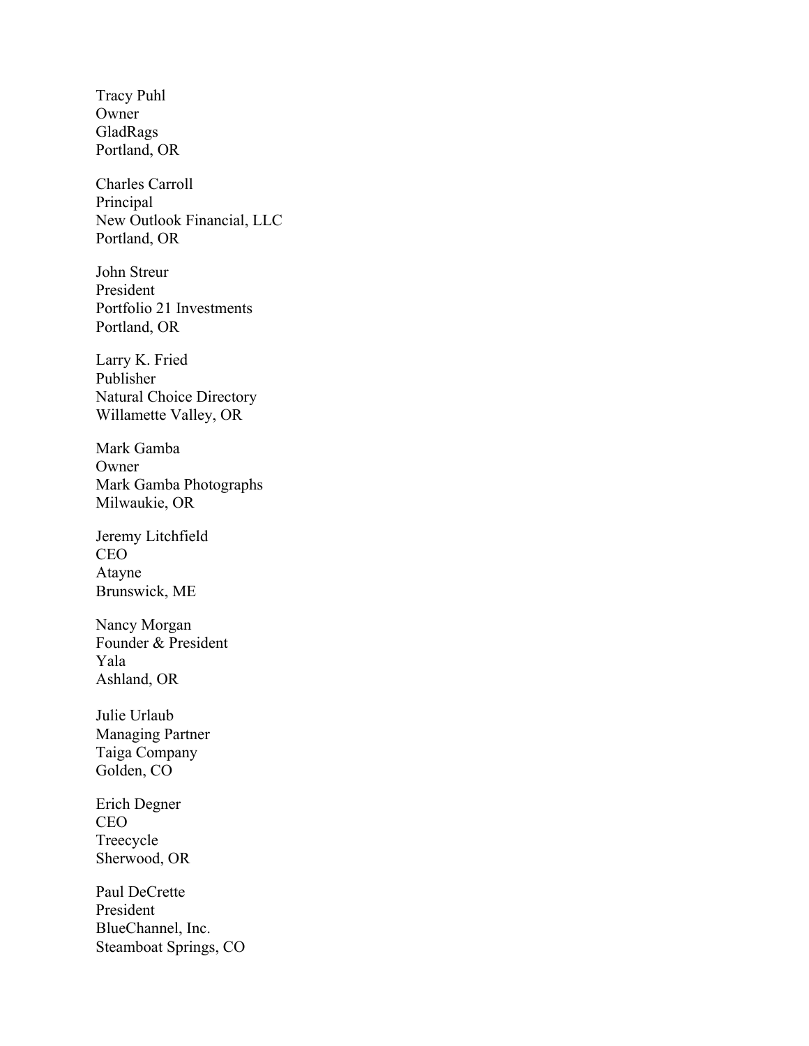Tracy Puhl
Owner
GladRags
Portland, OR

Charles Carroll
Principal
New Outlook Financial, LLC
Portland, OR

John Streur
President
Portfolio 21 Investments
Portland, OR

Larry K. Fried
Publisher
Natural Choice Directory
Willamette Valley, OR

Mark Gamba
Owner
Mark Gamba Photographs
Milwaukie, OR

Jeremy Litchfield
CEO
Atayne
Brunswick, ME

Nancy Morgan
Founder & President
Yala
Ashland, OR

Julie Urlaub
Managing Partner
Taiga Company
Golden, CO

Erich Degner
CEO
Treecycle
Sherwood, OR

Paul DeCrette
President
BlueChannel, Inc.
Steamboat Springs, CO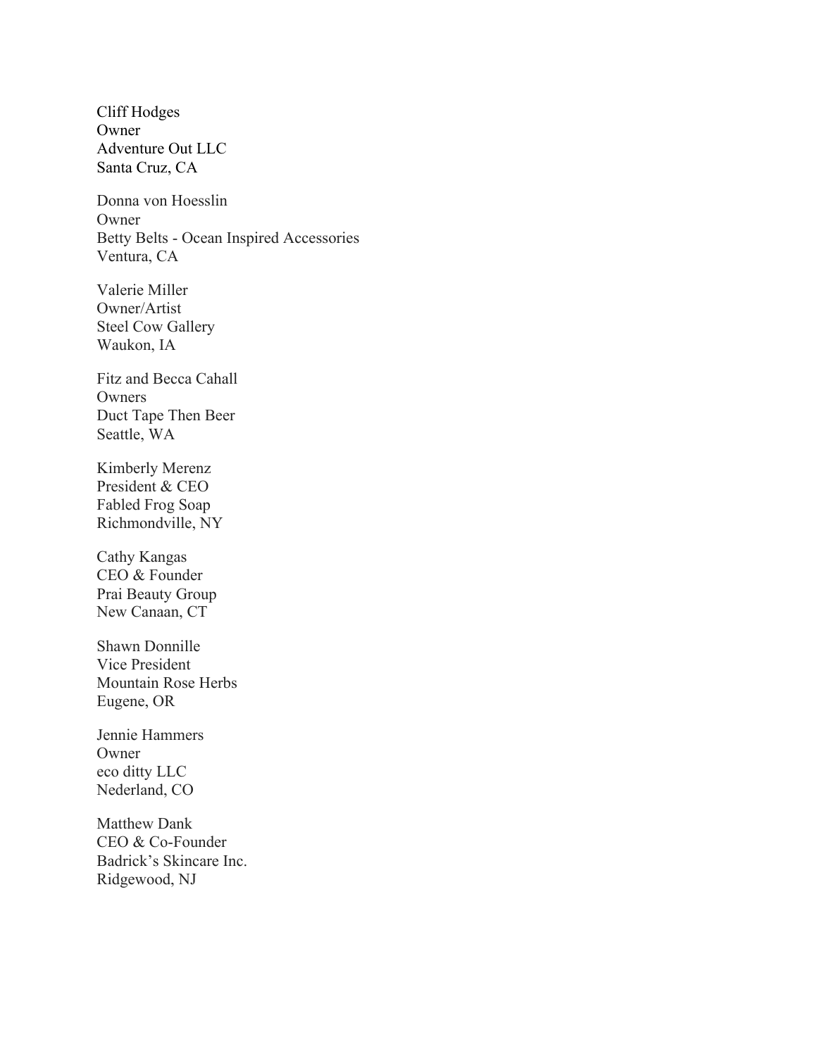Cliff Hodges  
Owner  
Adventure Out LLC  
Santa Cruz, CA

Donna von Hoesslin  
Owner  
Betty Belts - Ocean Inspired Accessories  
Ventura, CA

Valerie Miller  
Owner/Artist  
Steel Cow Gallery  
Waukon, IA

Fitz and Becca Cahall  
Owners  
Duct Tape Then Beer  
Seattle, WA

Kimberly Merenz  
President & CEO  
Fabled Frog Soap  
Richmondville, NY

Cathy Kangas  
CEO & Founder  
Prai Beauty Group  
New Canaan, CT

Shawn Donnille  
Vice President  
Mountain Rose Herbs  
Eugene, OR

Jennie Hammers  
Owner  
eco ditty LLC  
Nederland, CO

Matthew Dank  
CEO & Co-Founder  
Badrick's Skincare Inc.  
Ridgewood, NJ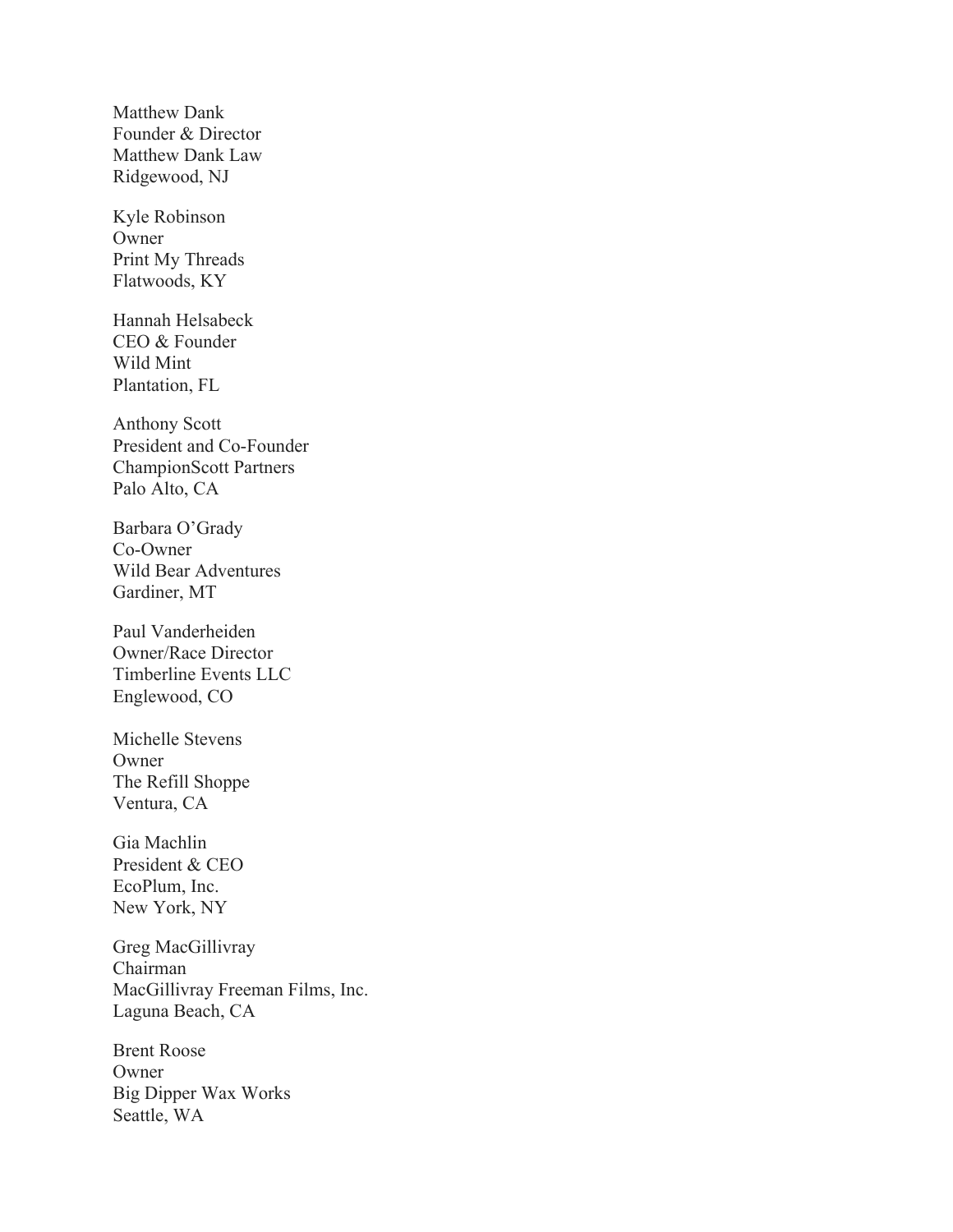Matthew Dank  
Founder & Director  
Matthew Dank Law  
Ridgewood, NJ

Kyle Robinson  
Owner  
Print My Threads  
Flatwoods, KY

Hannah Helsabeck  
CEO & Founder  
Wild Mint  
Plantation, FL

Anthony Scott  
President and Co-Founder  
ChampionScott Partners  
Palo Alto, CA

Barbara O'Grady  
Co-Owner  
Wild Bear Adventures  
Gardiner, MT

Paul Vanderheiden  
Owner/Race Director  
Timberline Events LLC  
Englewood, CO

Michelle Stevens  
Owner  
The Refill Shoppe  
Ventura, CA

Gia Machlin  
President & CEO  
EcoPlum, Inc.  
New York, NY

Greg MacGillivray  
Chairman  
MacGillivray Freeman Films, Inc.  
Laguna Beach, CA

Brent Roose  
Owner  
Big Dipper Wax Works  
Seattle, WA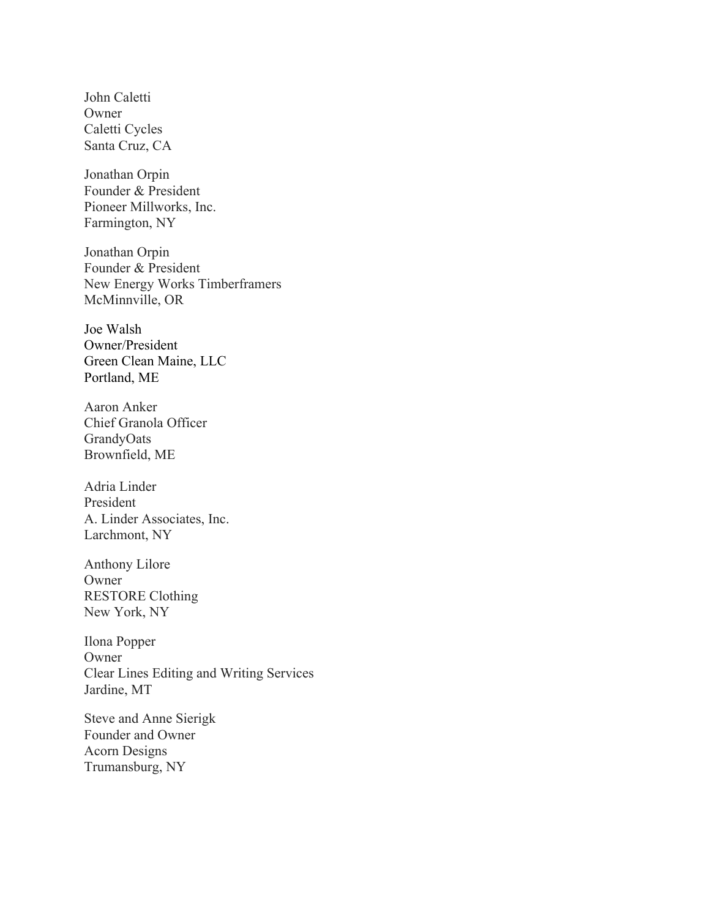John Caletti  
Owner  
Caletti Cycles  
Santa Cruz, CA

Jonathan Orpin  
Founder & President  
Pioneer Millworks, Inc.  
Farmington, NY

Jonathan Orpin  
Founder & President  
New Energy Works Timberframers  
McMinnville, OR

Joe Walsh  
Owner/President  
Green Clean Maine, LLC  
Portland, ME

Aaron Anker  
Chief Granola Officer  
GrandyOats  
Brownfield, ME

Adria Linder  
President  
A. Linder Associates, Inc.  
Larchmont, NY

Anthony Lilore  
Owner  
RESTORE Clothing  
New York, NY

Ilona Popper  
Owner  
Clear Lines Editing and Writing Services  
Jardine, MT

Steve and Anne Sierigk  
Founder and Owner  
Acorn Designs  
Trumansburg, NY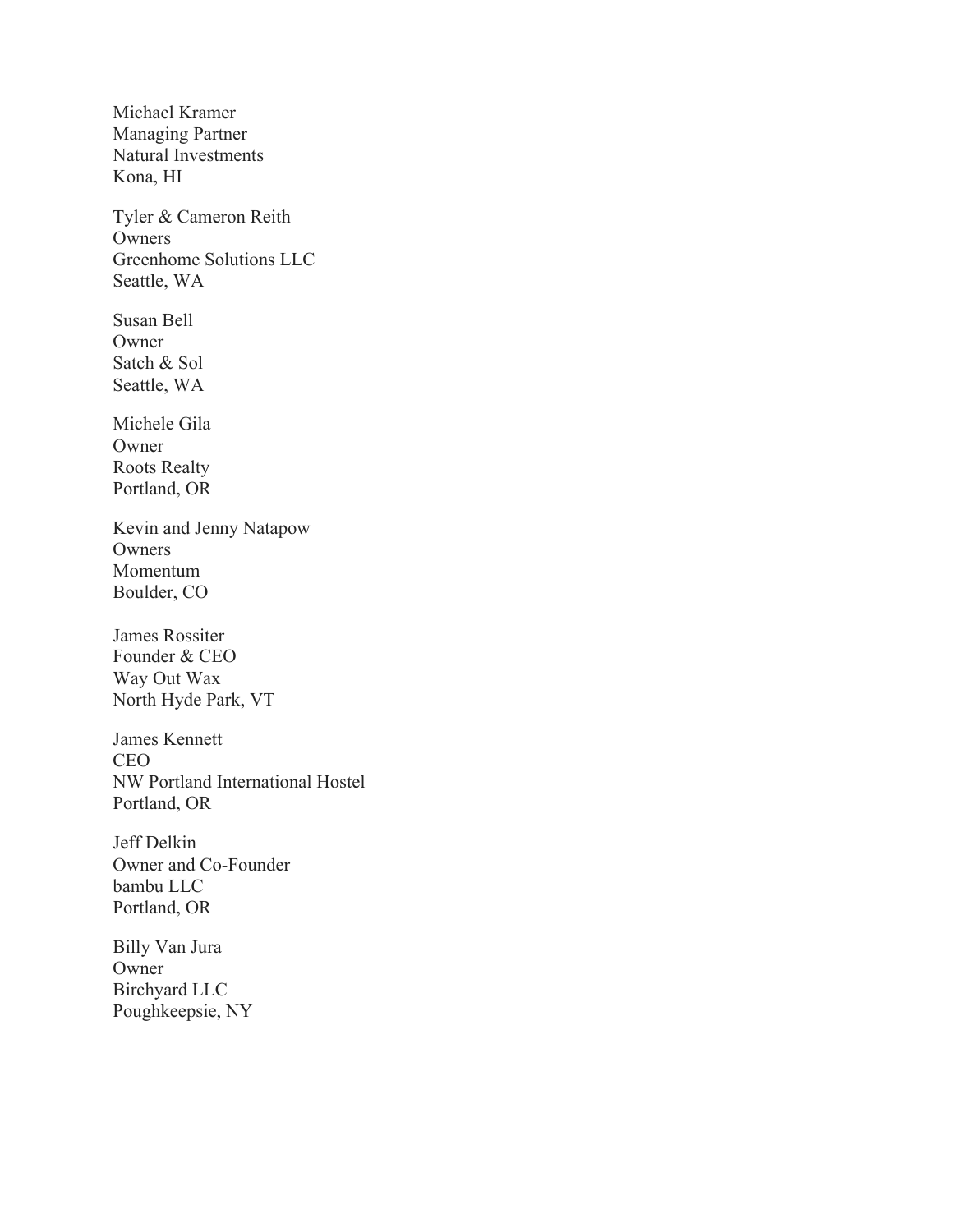Michael Kramer
Managing Partner
Natural Investments
Kona, HI

Tyler & Cameron Reith
Owners
Greenhome Solutions LLC
Seattle, WA

Susan Bell
Owner
Satch & Sol
Seattle, WA

Michele Gila
Owner
Roots Realty
Portland, OR

Kevin and Jenny Natapow
Owners
Momentum
Boulder, CO

James Rossiter
Founder & CEO
Way Out Wax
North Hyde Park, VT

James Kennett
CEO
NW Portland International Hostel
Portland, OR

Jeff Delkin
Owner and Co-Founder
bambu LLC
Portland, OR

Billy Van Jura
Owner
Birchyard LLC
Poughkeepsie, NY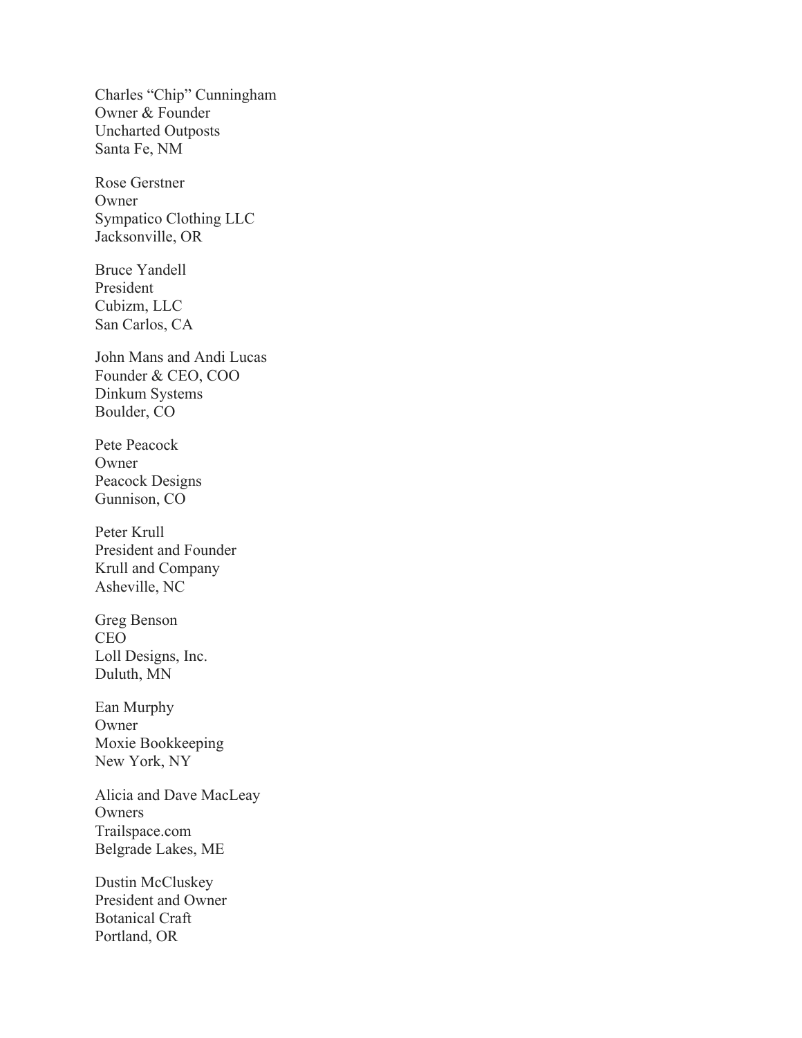Charles "Chip" Cunningham
Owner & Founder
Uncharted Outposts
Santa Fe, NM

Rose Gerstner
Owner
Sympatico Clothing LLC
Jacksonville, OR

Bruce Yandell
President
Cubizm, LLC
San Carlos, CA

John Mans and Andi Lucas
Founder & CEO, COO
Dinkum Systems
Boulder, CO

Pete Peacock
Owner
Peacock Designs
Gunnison, CO

Peter Krull
President and Founder
Krull and Company
Asheville, NC

Greg Benson
CEO
Loll Designs, Inc.
Duluth, MN

Ean Murphy
Owner
Moxie Bookkeeping
New York, NY

Alicia and Dave MacLeay
Owners
Trailspace.com
Belgrade Lakes, ME

Dustin McCluskey
President and Owner
Botanical Craft
Portland, OR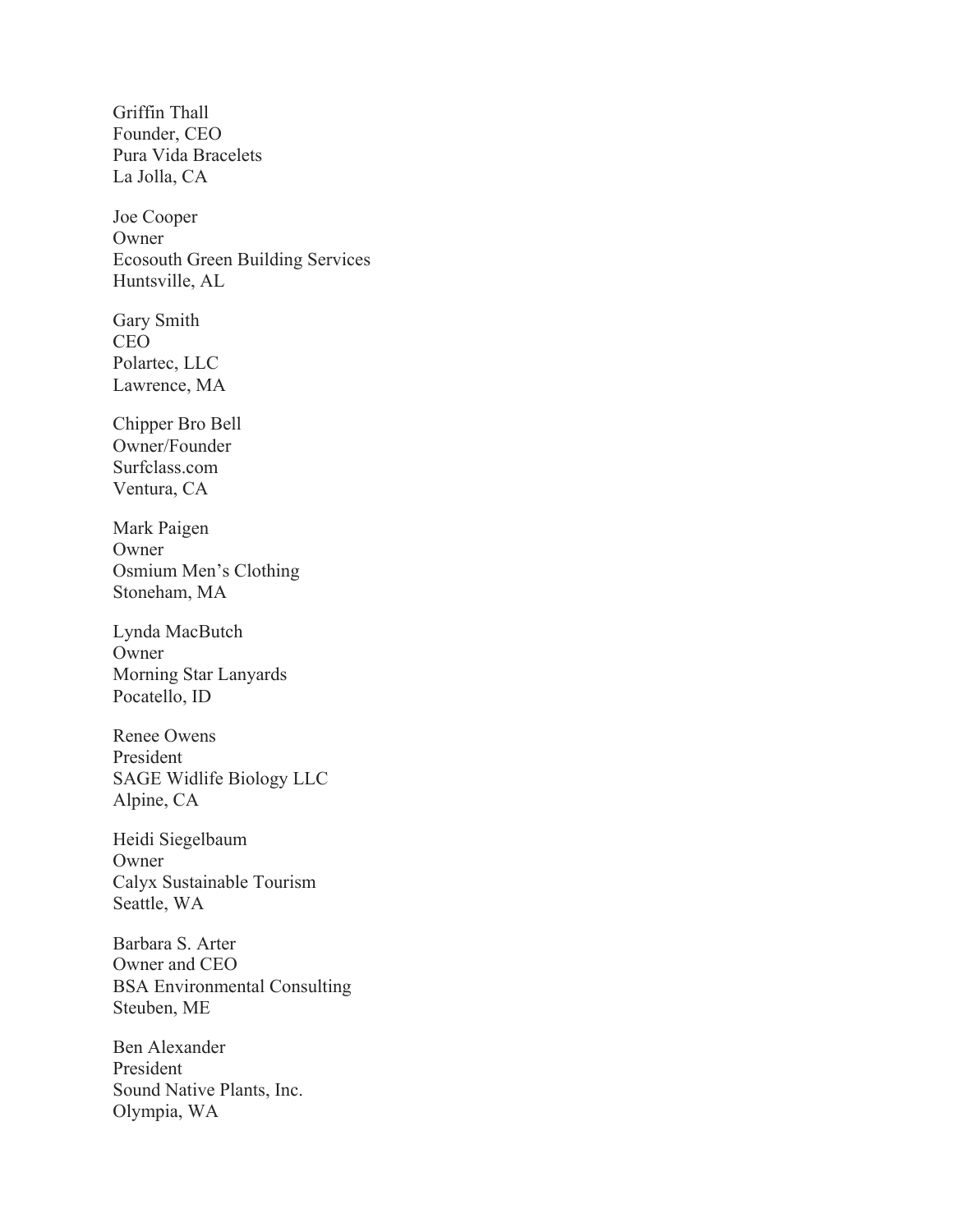Griffin Thall  
Founder, CEO  
Pura Vida Bracelets  
La Jolla, CA

Joe Cooper  
Owner  
Ecosouth Green Building Services  
Huntsville, AL

Gary Smith  
CEO  
Polartec, LLC  
Lawrence, MA

Chipper Bro Bell  
Owner/Founder  
Surfclass.com  
Ventura, CA

Mark Paigen  
Owner  
Osmium Men's Clothing  
Stoneham, MA

Lynda MacButch  
Owner  
Morning Star Lanyards  
Pocatello, ID

Renee Owens  
President  
SAGE Widlife Biology LLC  
Alpine, CA

Heidi Siegelbaum  
Owner  
Calyx Sustainable Tourism  
Seattle, WA

Barbara S. Arter  
Owner and CEO  
BSA Environmental Consulting  
Steuben, ME

Ben Alexander  
President  
Sound Native Plants, Inc.  
Olympia, WA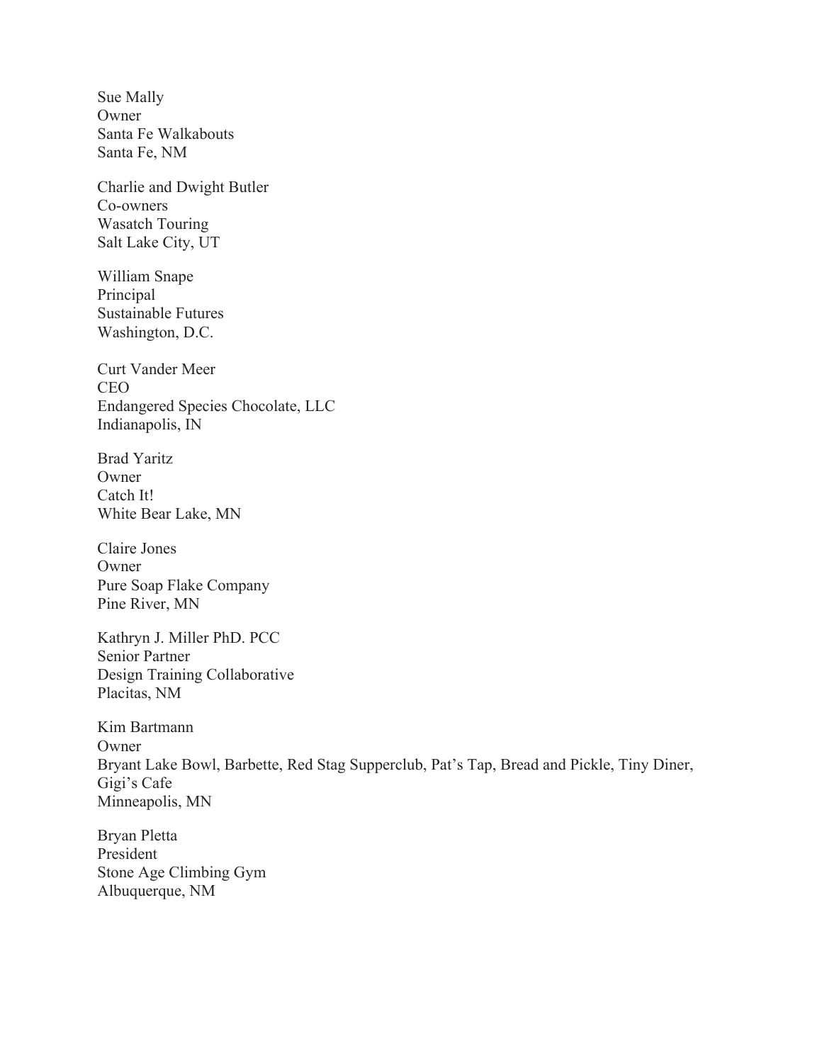Sue Mally
Owner
Santa Fe Walkabouts
Santa Fe, NM

Charlie and Dwight Butler
Co-owners
Wasatch Touring
Salt Lake City, UT

William Snape
Principal
Sustainable Futures
Washington, D.C.

Curt Vander Meer
CEO
Endangered Species Chocolate, LLC
Indianapolis, IN

Brad Yaritz
Owner
Catch It!
White Bear Lake, MN

Claire Jones
Owner
Pure Soap Flake Company
Pine River, MN

Kathryn J. Miller PhD. PCC
Senior Partner
Design Training Collaborative
Placitas, NM

Kim Bartmann
Owner
Bryant Lake Bowl, Barbette, Red Stag Supperclub, Pat's Tap, Bread and Pickle, Tiny Diner, Gigi's Cafe
Minneapolis, MN

Bryan Pletta
President
Stone Age Climbing Gym
Albuquerque, NM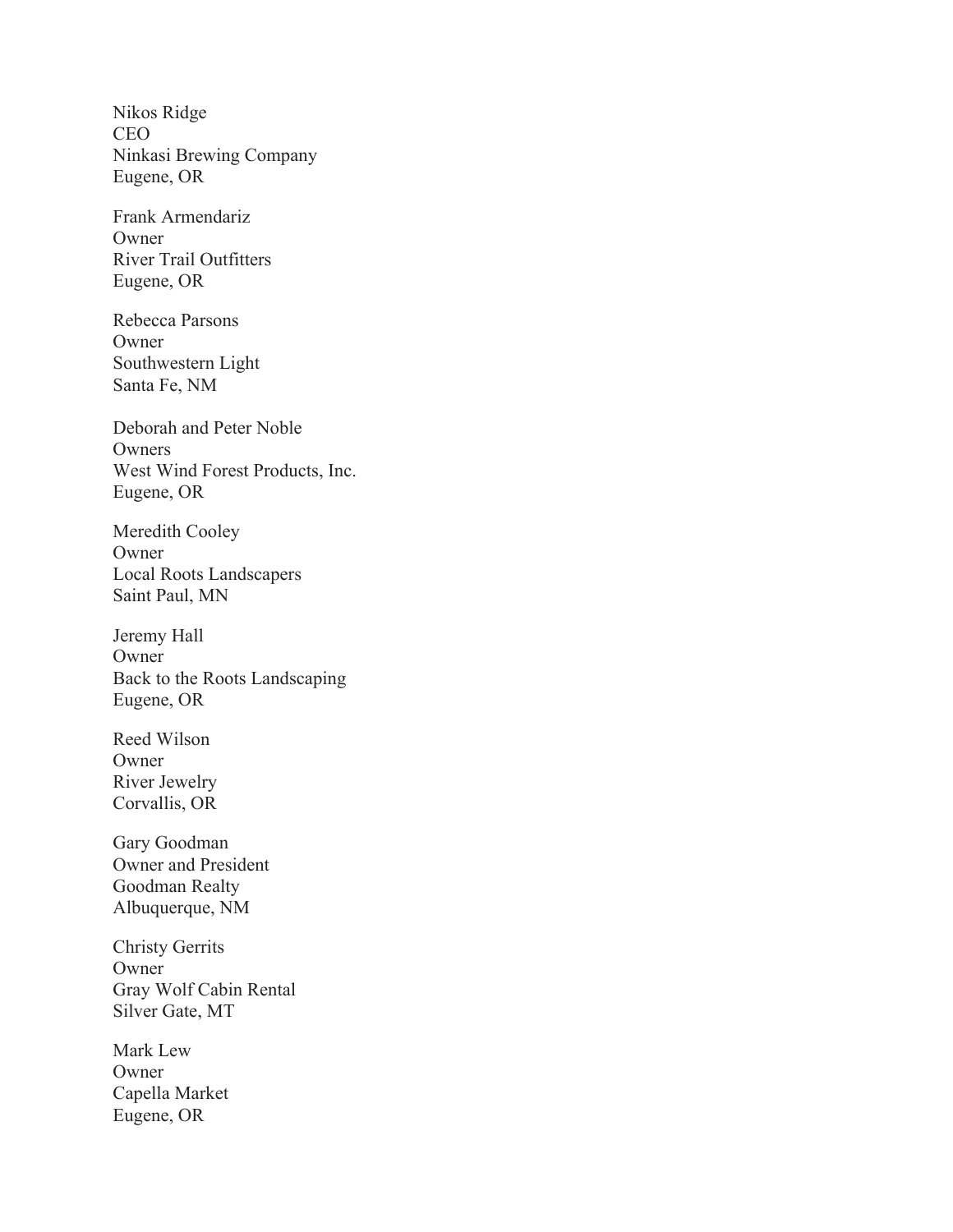Nikos Ridge
CEO
Ninkasi Brewing Company
Eugene, OR

Frank Armendariz
Owner
River Trail Outfitters
Eugene, OR

Rebecca Parsons
Owner
Southwestern Light
Santa Fe, NM

Deborah and Peter Noble
Owners
West Wind Forest Products, Inc.
Eugene, OR

Meredith Cooley
Owner
Local Roots Landscapers
Saint Paul, MN

Jeremy Hall
Owner
Back to the Roots Landscaping
Eugene, OR

Reed Wilson
Owner
River Jewelry
Corvallis, OR

Gary Goodman
Owner and President
Goodman Realty
Albuquerque, NM

Christy Gerrits
Owner
Gray Wolf Cabin Rental
Silver Gate, MT

Mark Lew
Owner
Capella Market
Eugene, OR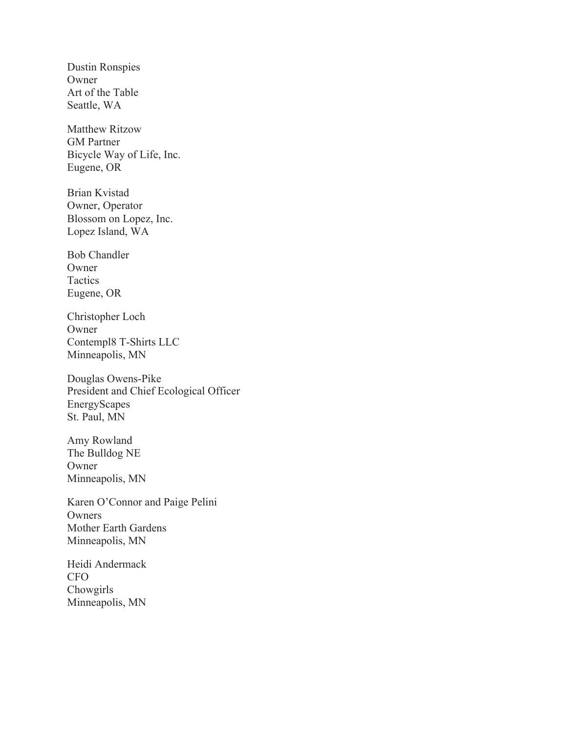Dustin Ronspies
Owner
Art of the Table
Seattle, WA

Matthew Ritzow
GM Partner
Bicycle Way of Life, Inc.
Eugene, OR

Brian Kvistad
Owner, Operator
Blossom on Lopez, Inc.
Lopez Island, WA

Bob Chandler
Owner
Tactics
Eugene, OR

Christopher Loch
Owner
Contempl8 T-Shirts LLC
Minneapolis, MN

Douglas Owens-Pike
President and Chief Ecological Officer
EnergyScapes
St. Paul, MN

Amy Rowland
The Bulldog NE
Owner
Minneapolis, MN

Karen O'Connor and Paige Pelini
Owners
Mother Earth Gardens
Minneapolis, MN

Heidi Andermack
CFO
Chowgirls
Minneapolis, MN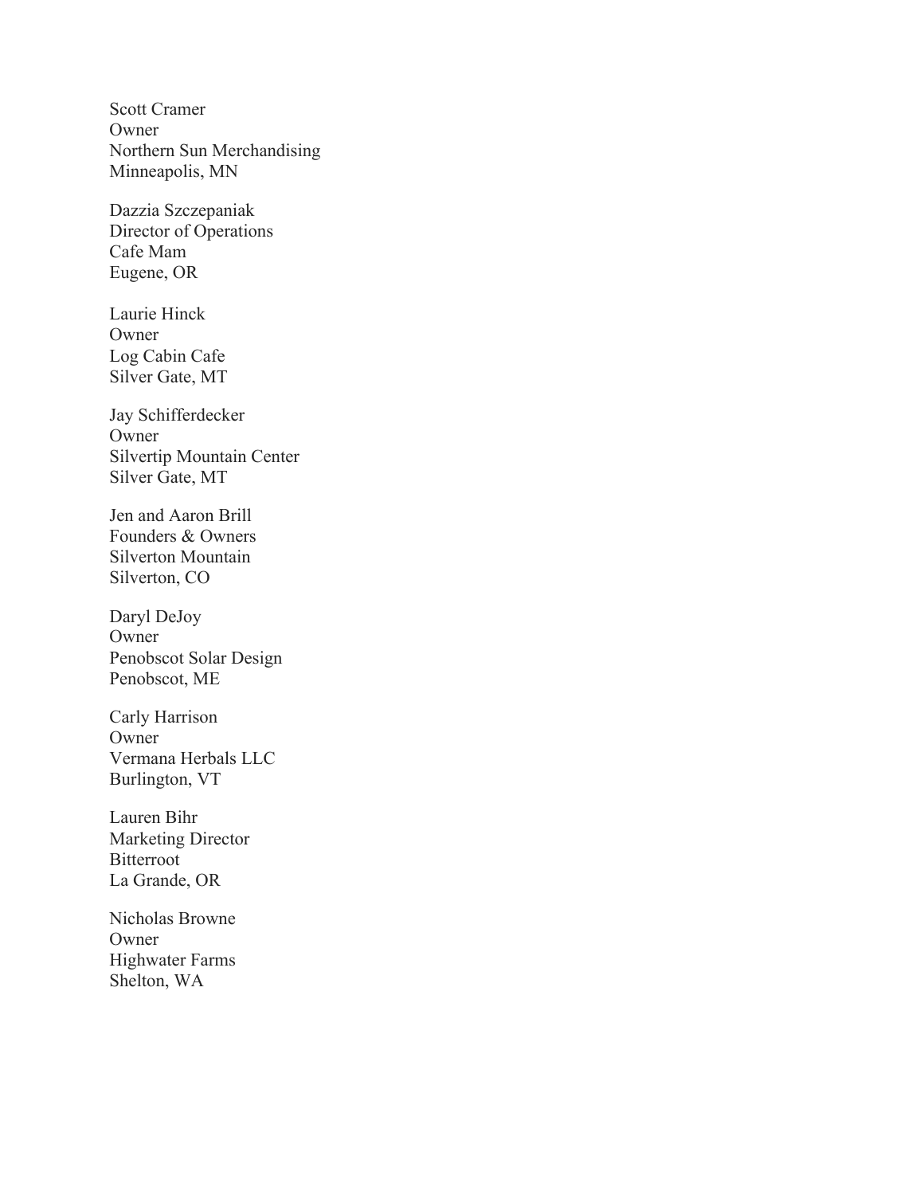Scott Cramer
Owner
Northern Sun Merchandising
Minneapolis, MN

Dazzia Szczepaniak
Director of Operations
Cafe Mam
Eugene, OR

Laurie Hinck
Owner
Log Cabin Cafe
Silver Gate, MT

Jay Schifferdecker
Owner
Silvertip Mountain Center
Silver Gate, MT

Jen and Aaron Brill
Founders & Owners
Silverton Mountain
Silverton, CO

Daryl DeJoy
Owner
Penobscot Solar Design
Penobscot, ME

Carly Harrison
Owner
Vermana Herbals LLC
Burlington, VT

Lauren Bihr
Marketing Director
Bitterroot
La Grande, OR

Nicholas Browne
Owner
Highwater Farms
Shelton, WA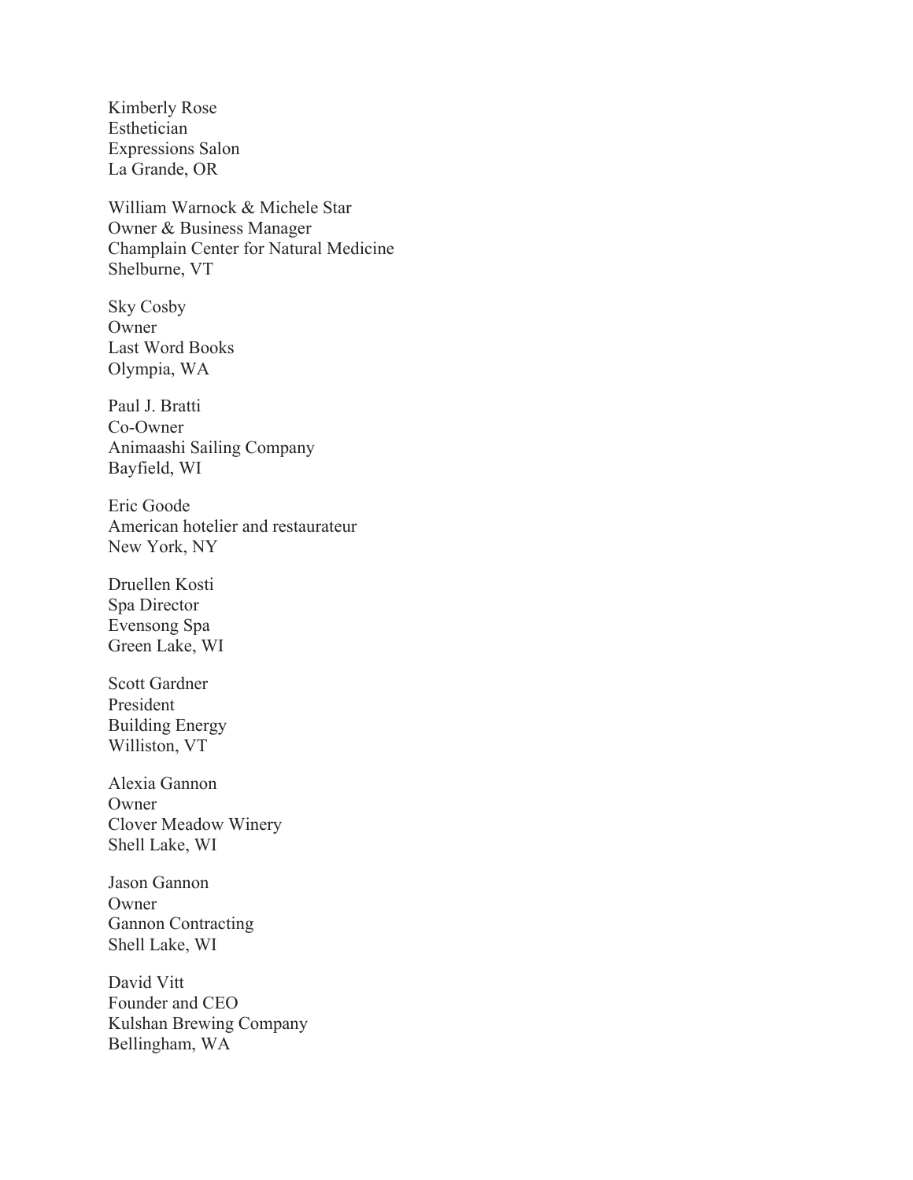Kimberly Rose
Esthetician
Expressions Salon
La Grande, OR

William Warnock & Michele Star
Owner & Business Manager
Champlain Center for Natural Medicine
Shelburne, VT

Sky Cosby
Owner
Last Word Books
Olympia, WA

Paul J. Bratti
Co-Owner
Animaashi Sailing Company
Bayfield, WI

Eric Goode
American hotelier and restaurateur
New York, NY

Druellen Kosti
Spa Director
Evensong Spa
Green Lake, WI

Scott Gardner
President
Building Energy
Williston, VT

Alexia Gannon
Owner
Clover Meadow Winery
Shell Lake, WI

Jason Gannon
Owner
Gannon Contracting
Shell Lake, WI

David Vitt
Founder and CEO
Kulshan Brewing Company
Bellingham, WA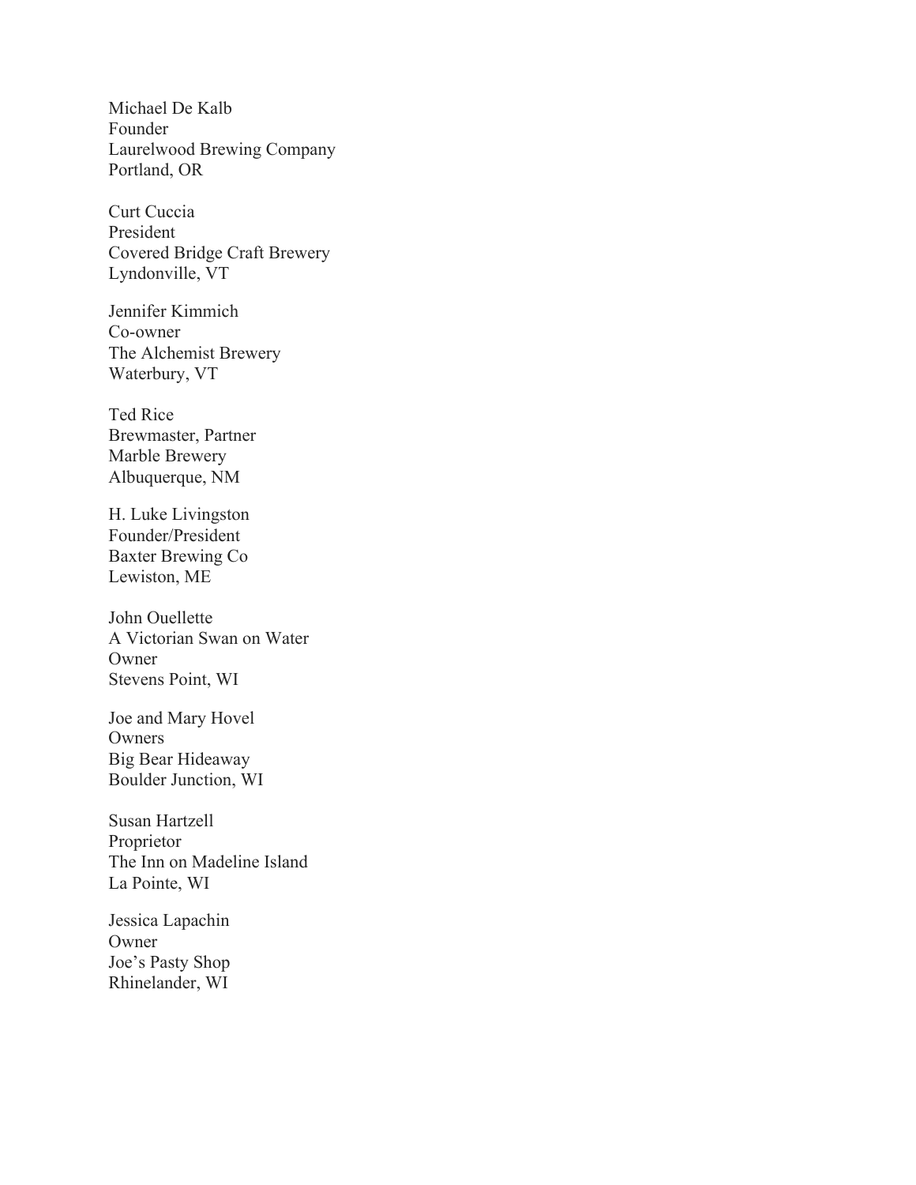Michael De Kalb
Founder
Laurelwood Brewing Company
Portland, OR

Curt Cuccia
President
Covered Bridge Craft Brewery
Lyndonville, VT

Jennifer Kimmich
Co-owner
The Alchemist Brewery
Waterbury, VT

Ted Rice
Brewmaster, Partner
Marble Brewery
Albuquerque, NM

H. Luke Livingston
Founder/President
Baxter Brewing Co
Lewiston, ME

John Ouellette
A Victorian Swan on Water
Owner
Stevens Point, WI

Joe and Mary Hovel
Owners
Big Bear Hideaway
Boulder Junction, WI

Susan Hartzell
Proprietor
The Inn on Madeline Island
La Pointe, WI

Jessica Lapachin
Owner
Joe's Pasty Shop
Rhinelander, WI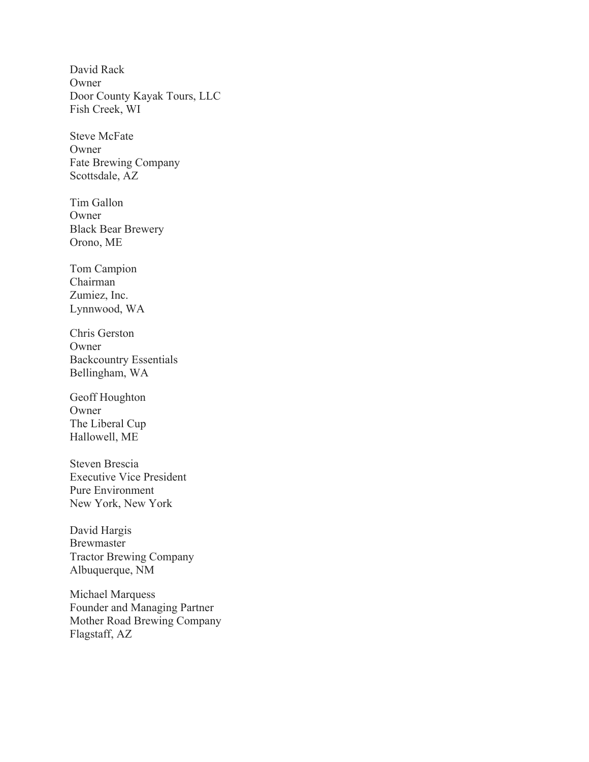David Rack
Owner
Door County Kayak Tours, LLC
Fish Creek, WI

Steve McFate
Owner
Fate Brewing Company
Scottsdale, AZ

Tim Gallon
Owner
Black Bear Brewery
Orono, ME

Tom Campion
Chairman
Zumiez, Inc.
Lynnwood, WA

Chris Gerston
Owner
Backcountry Essentials
Bellingham, WA

Geoff Houghton
Owner
The Liberal Cup
Hallowell, ME

Steven Brescia
Executive Vice President
Pure Environment
New York, New York

David Hargis
Brewmaster
Tractor Brewing Company
Albuquerque, NM

Michael Marquess
Founder and Managing Partner
Mother Road Brewing Company
Flagstaff, AZ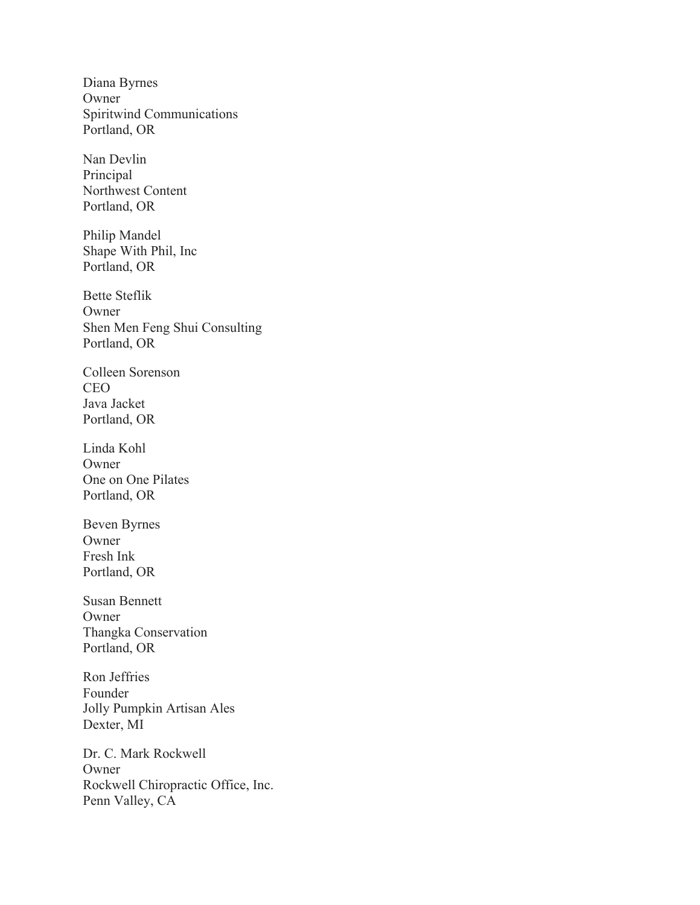Diana Byrnes
Owner
Spiritwind Communications
Portland, OR

Nan Devlin
Principal
Northwest Content
Portland, OR

Philip Mandel
Shape With Phil, Inc
Portland, OR

Bette Steflik
Owner
Shen Men Feng Shui Consulting
Portland, OR

Colleen Sorenson
CEO
Java Jacket
Portland, OR

Linda Kohl
Owner
One on One Pilates
Portland, OR

Beven Byrnes
Owner
Fresh Ink
Portland, OR

Susan Bennett
Owner
Thangka Conservation
Portland, OR

Ron Jeffries
Founder
Jolly Pumpkin Artisan Ales
Dexter, MI

Dr. C. Mark Rockwell
Owner
Rockwell Chiropractic Office, Inc.
Penn Valley, CA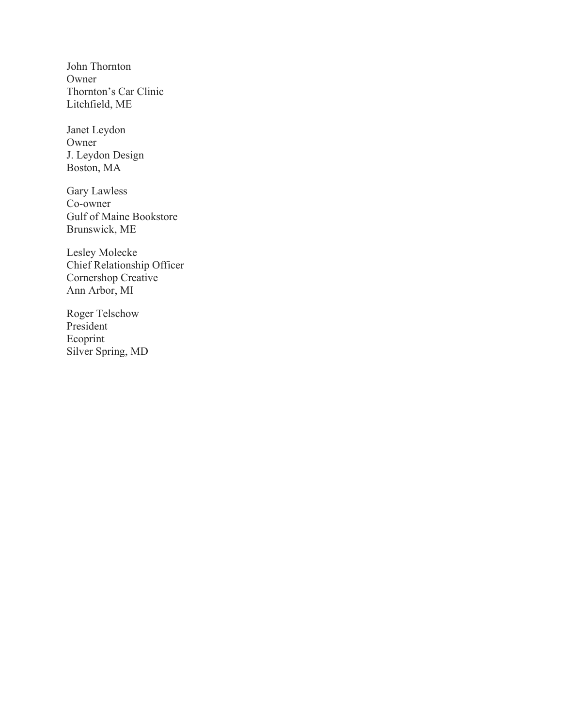John Thornton
Owner
Thornton's Car Clinic
Litchfield, ME

Janet Leydon
Owner
J. Leydon Design
Boston, MA

Gary Lawless
Co-owner
Gulf of Maine Bookstore
Brunswick, ME

Lesley Molecke
Chief Relationship Officer
Cornershop Creative
Ann Arbor, MI

Roger Telschow
President
Ecoprint
Silver Spring, MD